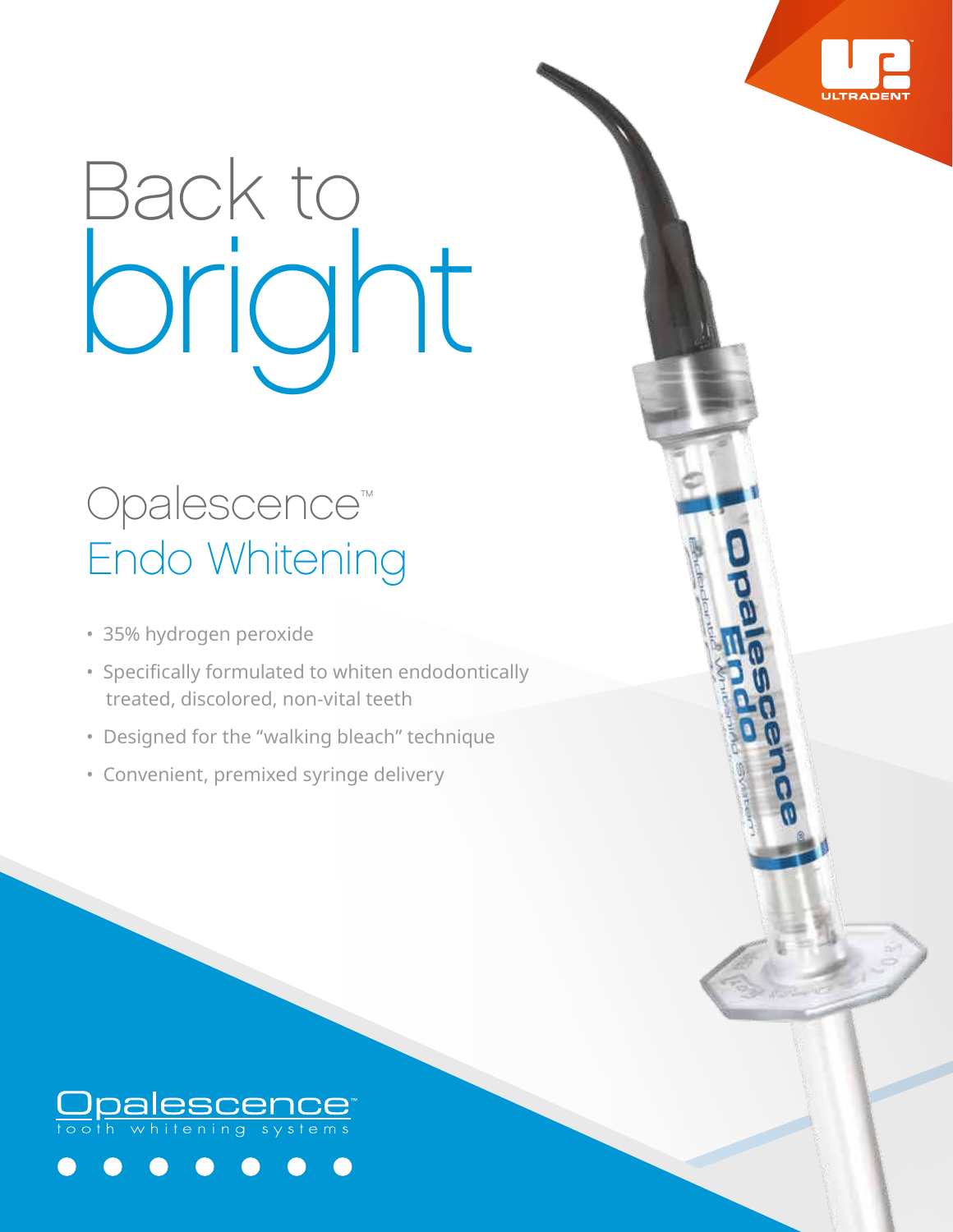# Back to bright

## Opalescence™ Endo Whitening

- 35% hydrogen peroxide
- Specifically formulated to whiten endodontically treated, discolored, non-vital teeth
- Designed for the "walking bleach" technique
- Convenient, premixed syringe delivery

Opalescence™ tooth whitening systems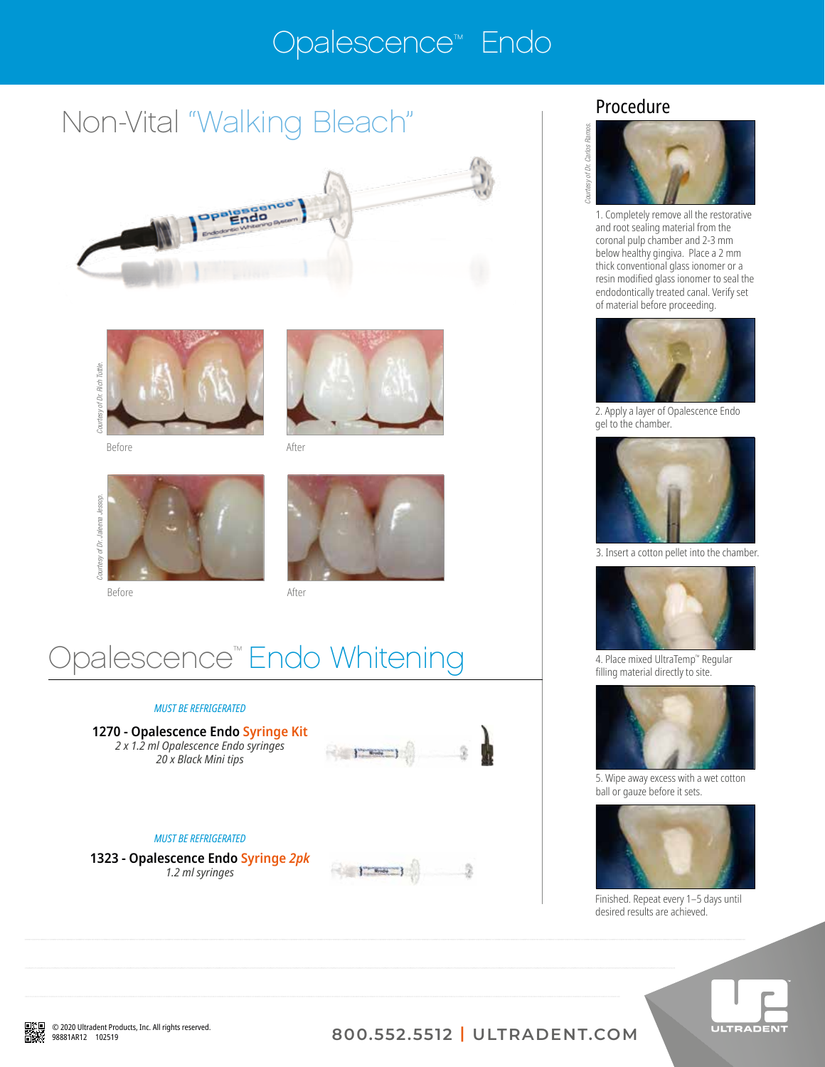# Opalescence™ Endo

## Non-Vital "Walking Bleach"

*Courtesy of Dr. Rich Tuttle.*

Before

After

*Courtesy of Dr. Jaleena Jessop.*

Before

After

## Opalescence™ Endo Whitening

*MUST BE REFRIGERATED*

**1270 - Opalescence Endo Syringe Kit**

*2 x 1.2 ml Opalescence Endo syringes*
*20 x Black Mini tips*

*MUST BE REFRIGERATED*

**1323 - Opalescence Endo Syringe *2pk***

*1.2 ml syringes*

## Procedure

*Courtesy of Dr. Carlos Ramos.*

1. Completely remove all the restorative and root sealing material from the coronal pulp chamber and 2-3 mm below healthy gingiva. Place a 2 mm thick conventional glass ionomer or a resin modified glass ionomer to seal the endodontically treated canal. Verify set of material before proceeding.

2. Apply a layer of Opalescence Endo gel to the chamber.

3. Insert a cotton pellet into the chamber.

4. Place mixed UltraTemp™ Regular filling material directly to site.

5. Wipe away excess with a wet cotton ball or gauze before it sets.

Finished. Repeat every 1–5 days until desired results are achieved.

© 2020 Ultradent Products, Inc. All rights reserved.
98881AR12 102519

800.552.5512 | ULTRADENT.COM

ULTRADENT